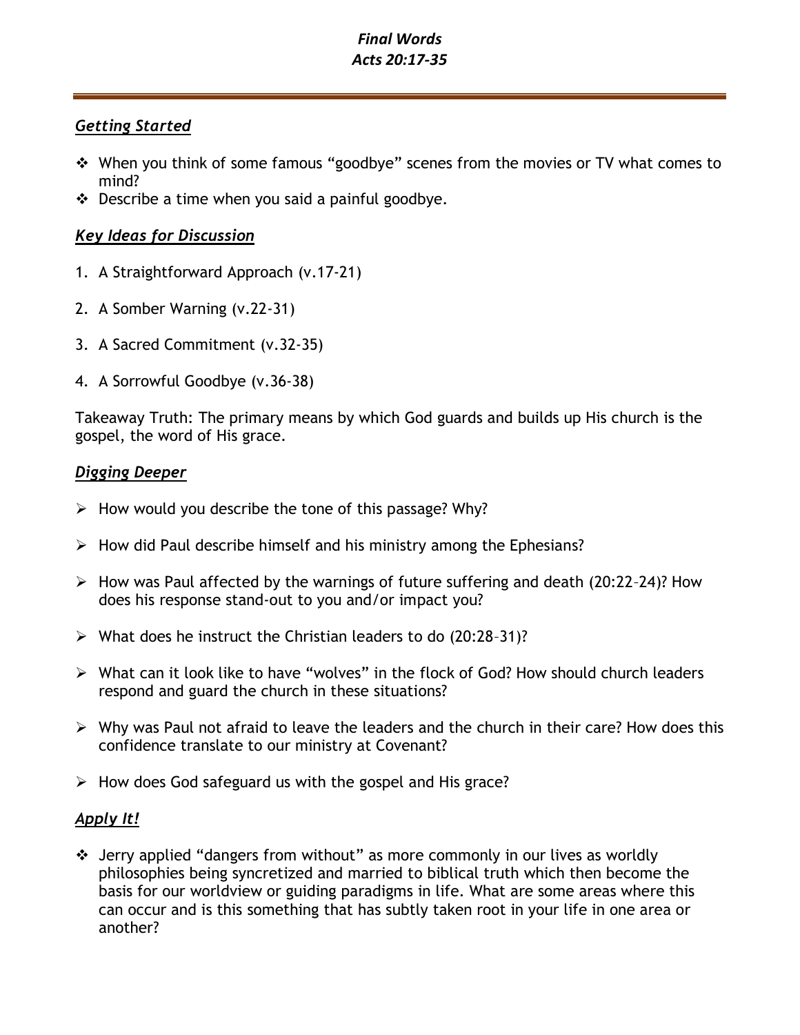# *Final Words*
# *Acts 20:17-35*

## ***Getting Started***

- When you think of some famous "goodbye" scenes from the movies or TV what comes to mind?
- Describe a time when you said a painful goodbye.

## ***Key Ideas for Discussion***

1. A Straightforward Approach (v.17-21)

2. A Somber Warning (v.22-31)

3. A Sacred Commitment (v.32-35)

4. A Sorrowful Goodbye (v.36-38)

Takeaway Truth: The primary means by which God guards and builds up His church is the gospel, the word of His grace.

## ***Digging Deeper***

- How would you describe the tone of this passage? Why?

- How did Paul describe himself and his ministry among the Ephesians?

- How was Paul affected by the warnings of future suffering and death (20:22–24)? How does his response stand-out to you and/or impact you?

- What does he instruct the Christian leaders to do (20:28–31)?

- What can it look like to have "wolves" in the flock of God? How should church leaders respond and guard the church in these situations?

- Why was Paul not afraid to leave the leaders and the church in their care? How does this confidence translate to our ministry at Covenant?

- How does God safeguard us with the gospel and His grace?

## ***Apply It!***

- Jerry applied "dangers from without" as more commonly in our lives as worldly philosophies being syncretized and married to biblical truth which then become the basis for our worldview or guiding paradigms in life. What are some areas where this can occur and is this something that has subtly taken root in your life in one area or another?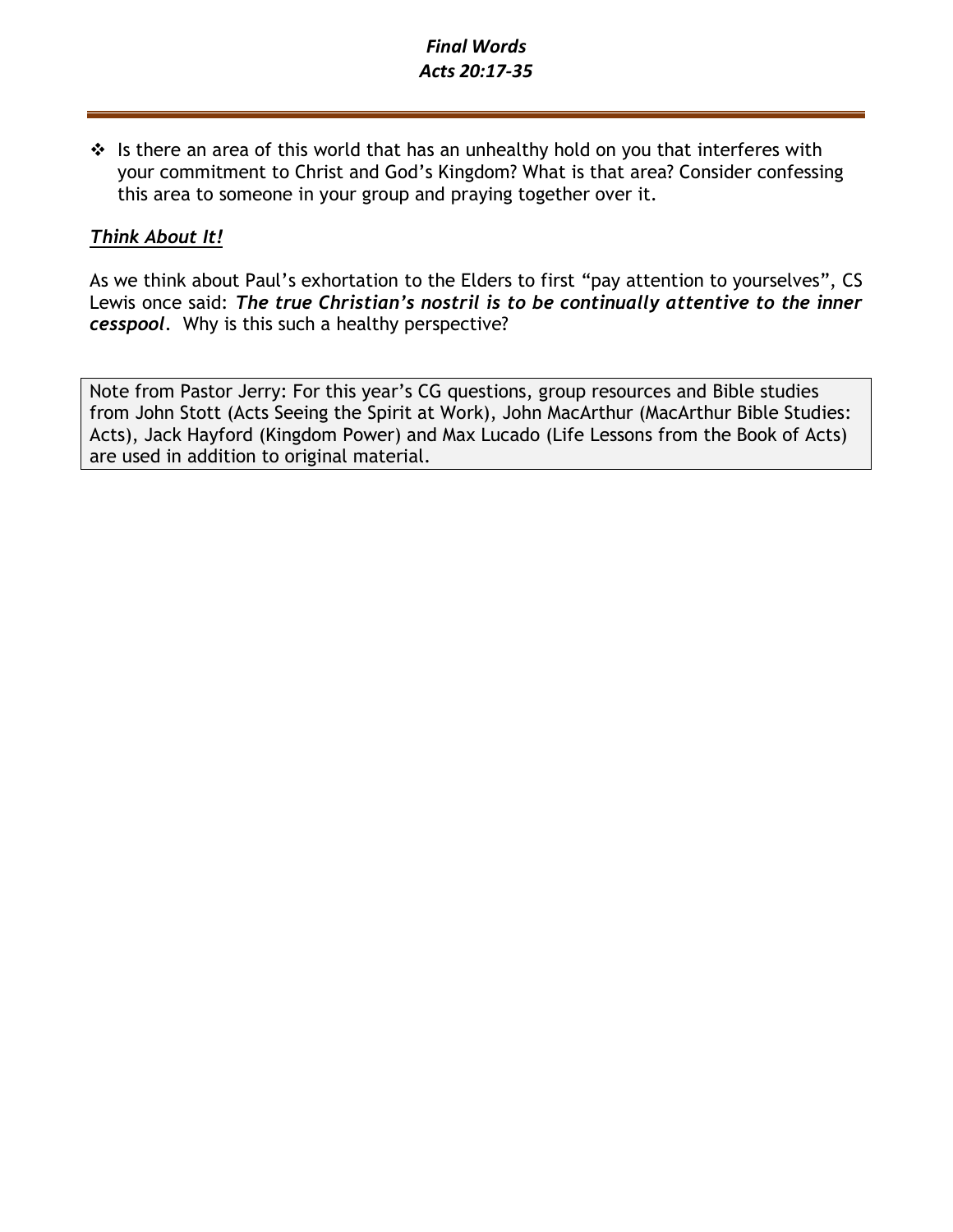- Is there an area of this world that has an unhealthy hold on you that interferes with your commitment to Christ and God's Kingdom? What is that area? Consider confessing this area to someone in your group and praying together over it.

***Think About It!***

As we think about Paul's exhortation to the Elders to first "pay attention to yourselves", CS Lewis once said: ***The true Christian's nostril is to be continually attentive to the inner cesspool***. Why is this such a healthy perspective?

> Note from Pastor Jerry: For this year's CG questions, group resources and Bible studies from John Stott (Acts Seeing the Spirit at Work), John MacArthur (MacArthur Bible Studies: Acts), Jack Hayford (Kingdom Power) and Max Lucado (Life Lessons from the Book of Acts) are used in addition to original material.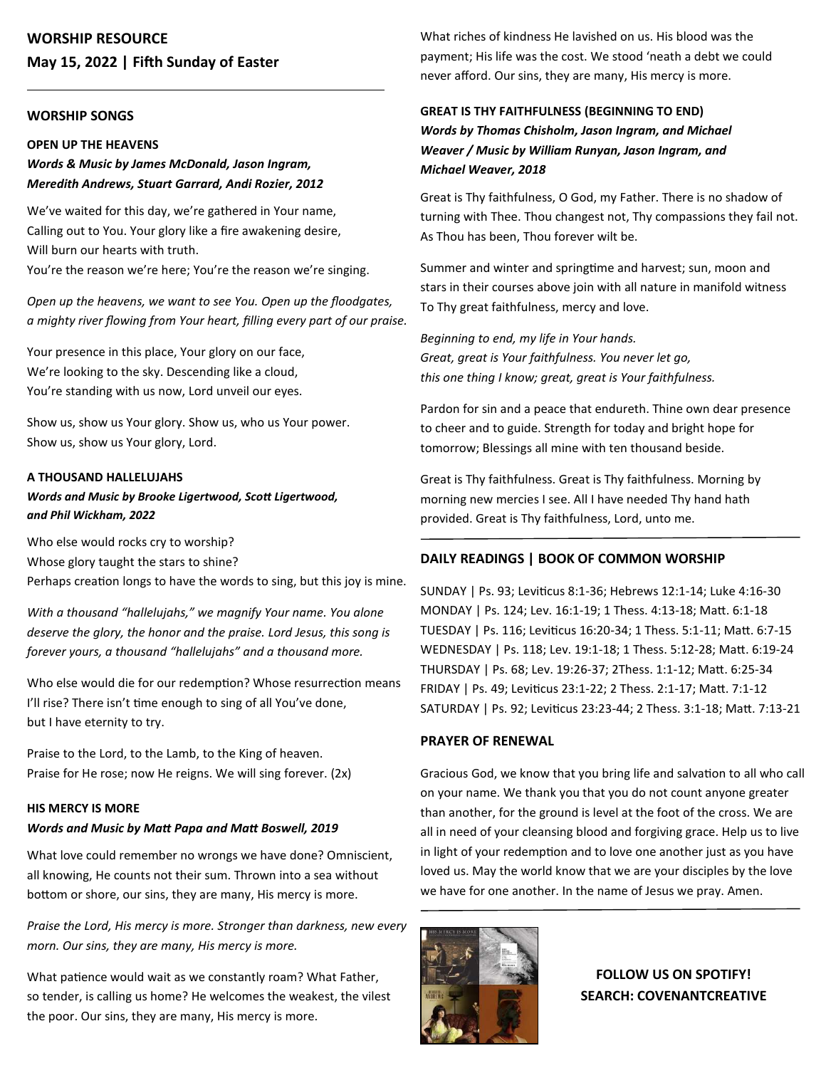## WORSHIP RESOURCE
## May 15, 2022 | Fifth Sunday of Easter

### WORSHIP SONGS

**OPEN UP THE HEAVENS**
***Words & Music by James McDonald, Jason Ingram, Meredith Andrews, Stuart Garrard, Andi Rozier, 2012***

We've waited for this day, we're gathered in Your name,
Calling out to You. Your glory like a fire awakening desire,
Will burn our hearts with truth.
You're the reason we're here; You're the reason we're singing.

*Open up the heavens, we want to see You. Open up the floodgates, a mighty river flowing from Your heart, filling every part of our praise.*

Your presence in this place, Your glory on our face,
We're looking to the sky. Descending like a cloud,
You're standing with us now, Lord unveil our eyes.

Show us, show us Your glory. Show us, who us Your power.
Show us, show us Your glory, Lord.

**A THOUSAND HALLELUJAHS**
***Words and Music by Brooke Ligertwood, Scott Ligertwood, and Phil Wickham, 2022***

Who else would rocks cry to worship?
Whose glory taught the stars to shine?
Perhaps creation longs to have the words to sing, but this joy is mine.

*With a thousand "hallelujahs," we magnify Your name. You alone deserve the glory, the honor and the praise. Lord Jesus, this song is forever yours, a thousand "hallelujahs" and a thousand more.*

Who else would die for our redemption? Whose resurrection means I'll rise? There isn't time enough to sing of all You've done, but I have eternity to try.

Praise to the Lord, to the Lamb, to the King of heaven.
Praise for He rose; now He reigns. We will sing forever. (2x)

**HIS MERCY IS MORE**
***Words and Music by Matt Papa and Matt Boswell, 2019***

What love could remember no wrongs we have done? Omniscient, all knowing, He counts not their sum. Thrown into a sea without bottom or shore, our sins, they are many, His mercy is more.

*Praise the Lord, His mercy is more. Stronger than darkness, new every morn. Our sins, they are many, His mercy is more.*

What patience would wait as we constantly roam? What Father, so tender, is calling us home? He welcomes the weakest, the vilest the poor. Our sins, they are many, His mercy is more.

What riches of kindness He lavished on us. His blood was the payment; His life was the cost. We stood 'neath a debt we could never afford. Our sins, they are many, His mercy is more.

**GREAT IS THY FAITHFULNESS (BEGINNING TO END)**
***Words by Thomas Chisholm, Jason Ingram, and Michael Weaver / Music by William Runyan, Jason Ingram, and Michael Weaver, 2018***

Great is Thy faithfulness, O God, my Father. There is no shadow of turning with Thee. Thou changest not, Thy compassions they fail not. As Thou has been, Thou forever wilt be.

Summer and winter and springtime and harvest; sun, moon and stars in their courses above join with all nature in manifold witness To Thy great faithfulness, mercy and love.

*Beginning to end, my life in Your hands.*
*Great, great is Your faithfulness. You never let go,*
*this one thing I know; great, great is Your faithfulness.*

Pardon for sin and a peace that endureth. Thine own dear presence to cheer and to guide. Strength for today and bright hope for tomorrow; Blessings all mine with ten thousand beside.

Great is Thy faithfulness. Great is Thy faithfulness. Morning by morning new mercies I see. All I have needed Thy hand hath provided. Great is Thy faithfulness, Lord, unto me.

### DAILY READINGS | BOOK OF COMMON WORSHIP

SUNDAY | Ps. 93; Leviticus 8:1-36; Hebrews 12:1-14; Luke 4:16-30
MONDAY | Ps. 124; Lev. 16:1-19; 1 Thess. 4:13-18; Matt. 6:1-18
TUESDAY | Ps. 116; Leviticus 16:20-34; 1 Thess. 5:1-11; Matt. 6:7-15
WEDNESDAY | Ps. 118; Lev. 19:1-18; 1 Thess. 5:12-28; Matt. 6:19-24
THURSDAY | Ps. 68; Lev. 19:26-37; 2Thess. 1:1-12; Matt. 6:25-34
FRIDAY | Ps. 49; Leviticus 23:1-22; 2 Thess. 2:1-17; Matt. 7:1-12
SATURDAY | Ps. 92; Leviticus 23:23-44; 2 Thess. 3:1-18; Matt. 7:13-21

### PRAYER OF RENEWAL

Gracious God, we know that you bring life and salvation to all who call on your name. We thank you that you do not count anyone greater than another, for the ground is level at the foot of the cross. We are all in need of your cleansing blood and forgiving grace. Help us to live in light of your redemption and to love one another just as you have loved us. May the world know that we are your disciples by the love we have for one another. In the name of Jesus we pray. Amen.

**FOLLOW US ON SPOTIFY!**
**SEARCH: COVENANTCREATIVE**